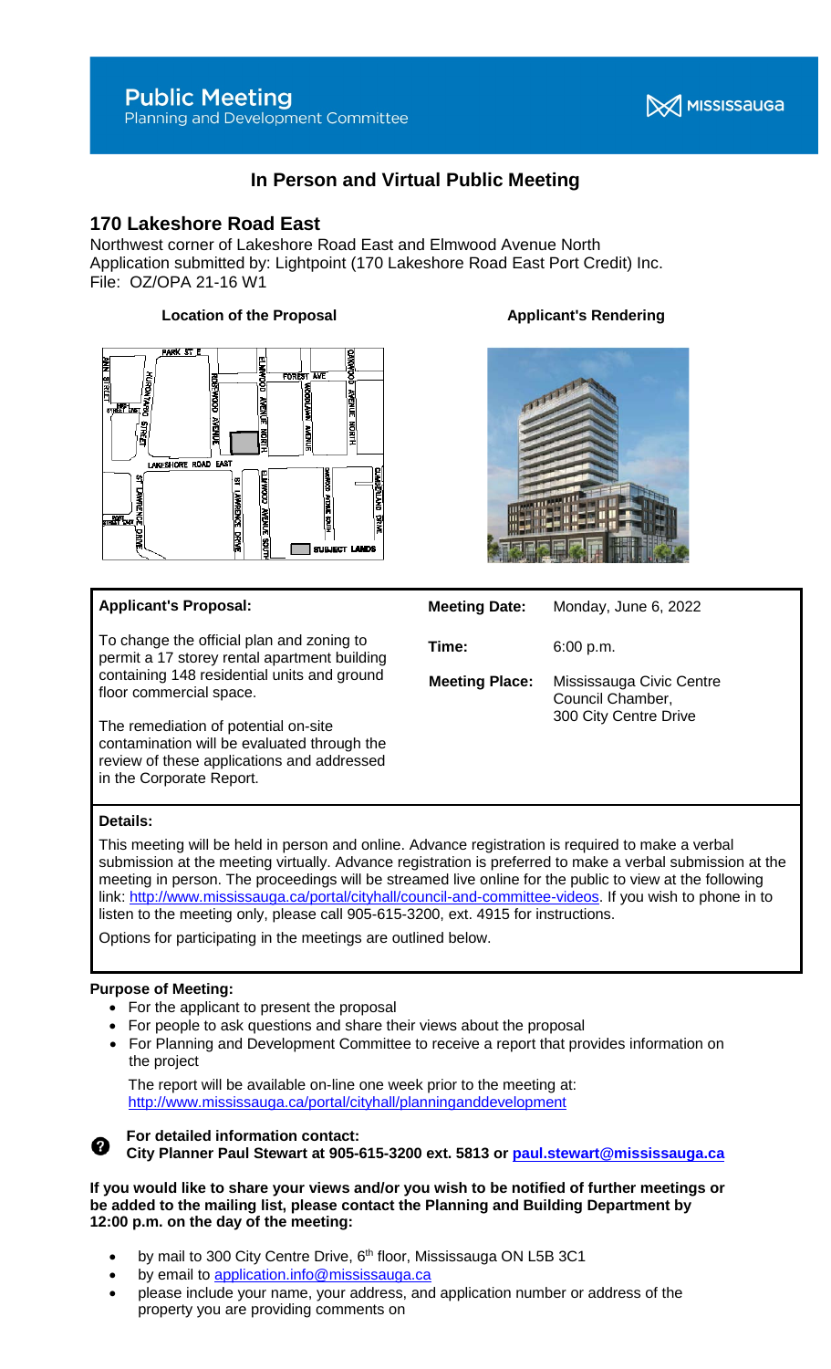# Public Meeting

Planning and Development Committee

MISSISSAUGA

## In Person and Virtual Public Meeting

## 170 Lakeshore Road East

Northwest corner of Lakeshore Road East and Elmwood Avenue North
Application submitted by: Lightpoint (170 Lakeshore Road East Port Credit) Inc.
File: OZ/OPA 21-16 W1

**Location of the Proposal**

**Applicant's Rendering**

| **Applicant's Proposal:** | | |
|---|---|---|
| To change the official plan and zoning to permit a 17 storey rental apartment building containing 148 residential units and ground floor commercial space. | **Meeting Date:** | Monday, June 6, 2022 |
| The remediation of potential on-site contamination will be evaluated through the review of these applications and addressed in the Corporate Report. | **Time:** | 6:00 p.m. |
| | **Meeting Place:** | Mississauga Civic Centre Council Chamber, 300 City Centre Drive |

**Details:**

This meeting will be held in person and online. Advance registration is required to make a verbal submission at the meeting virtually. Advance registration is preferred to make a verbal submission at the meeting in person. The proceedings will be streamed live online for the public to view at the following link: http://www.mississauga.ca/portal/cityhall/council-and-committee-videos. If you wish to phone in to listen to the meeting only, please call 905-615-3200, ext. 4915 for instructions.

Options for participating in the meetings are outlined below.

**Purpose of Meeting:**

- For the applicant to present the proposal
- For people to ask questions and share their views about the proposal
- For Planning and Development Committee to receive a report that provides information on the project

The report will be available on-line one week prior to the meeting at: http://www.mississauga.ca/portal/cityhall/planninganddevelopment

**For detailed information contact:**
**City Planner Paul Stewart at 905-615-3200 ext. 5813 or paul.stewart@mississauga.ca**

**If you would like to share your views and/or you wish to be notified of further meetings or be added to the mailing list, please contact the Planning and Building Department by 12:00 p.m. on the day of the meeting:**

- by mail to 300 City Centre Drive, 6th floor, Mississauga ON L5B 3C1
- by email to application.info@mississauga.ca
- please include your name, your address, and application number or address of the property you are providing comments on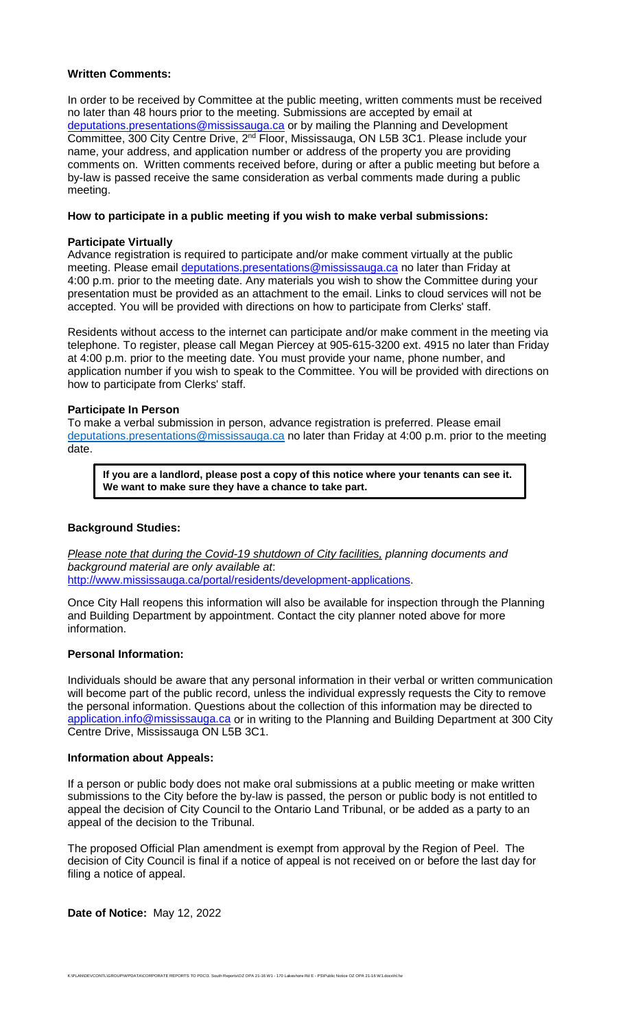**Written Comments:**

In order to be received by Committee at the public meeting, written comments must be received no later than 48 hours prior to the meeting. Submissions are accepted by email at deputations.presentations@mississauga.ca or by mailing the Planning and Development Committee, 300 City Centre Drive, 2nd Floor, Mississauga, ON L5B 3C1. Please include your name, your address, and application number or address of the property you are providing comments on. Written comments received before, during or after a public meeting but before a by-law is passed receive the same consideration as verbal comments made during a public meeting.

**How to participate in a public meeting if you wish to make verbal submissions:**

**Participate Virtually**

Advance registration is required to participate and/or make comment virtually at the public meeting. Please email deputations.presentations@mississauga.ca no later than Friday at 4:00 p.m. prior to the meeting date. Any materials you wish to show the Committee during your presentation must be provided as an attachment to the email. Links to cloud services will not be accepted. You will be provided with directions on how to participate from Clerks' staff.

Residents without access to the internet can participate and/or make comment in the meeting via telephone. To register, please call Megan Piercey at 905-615-3200 ext. 4915 no later than Friday at 4:00 p.m. prior to the meeting date. You must provide your name, phone number, and application number if you wish to speak to the Committee. You will be provided with directions on how to participate from Clerks' staff.

**Participate In Person**

To make a verbal submission in person, advance registration is preferred. Please email deputations.presentations@mississauga.ca no later than Friday at 4:00 p.m. prior to the meeting date.

**If you are a landlord, please post a copy of this notice where your tenants can see it. We want to make sure they have a chance to take part.**

**Background Studies:**

*Please note that during the Covid-19 shutdown of City facilities, planning documents and background material are only available at*: http://www.mississauga.ca/portal/residents/development-applications.

Once City Hall reopens this information will also be available for inspection through the Planning and Building Department by appointment. Contact the city planner noted above for more information.

**Personal Information:**

Individuals should be aware that any personal information in their verbal or written communication will become part of the public record, unless the individual expressly requests the City to remove the personal information. Questions about the collection of this information may be directed to application.info@mississauga.ca or in writing to the Planning and Building Department at 300 City Centre Drive, Mississauga ON L5B 3C1.

**Information about Appeals:**

If a person or public body does not make oral submissions at a public meeting or make written submissions to the City before the by-law is passed, the person or public body is not entitled to appeal the decision of City Council to the Ontario Land Tribunal, or be added as a party to an appeal of the decision to the Tribunal.

The proposed Official Plan amendment is exempt from approval by the Region of Peel. The decision of City Council is final if a notice of appeal is not received on or before the last day for filing a notice of appeal.

**Date of Notice:** May 12, 2022

K:\PLAN\DEVCONTL\GROUP\WPDATA\CORPORATE REPORTS TO PDC\3. South Reports\OZ OPA 21-16 W1 - 170 Lakeshore Rd E - PS\Public Notice OZ OPA 21-16 W1.docx\hl.fw